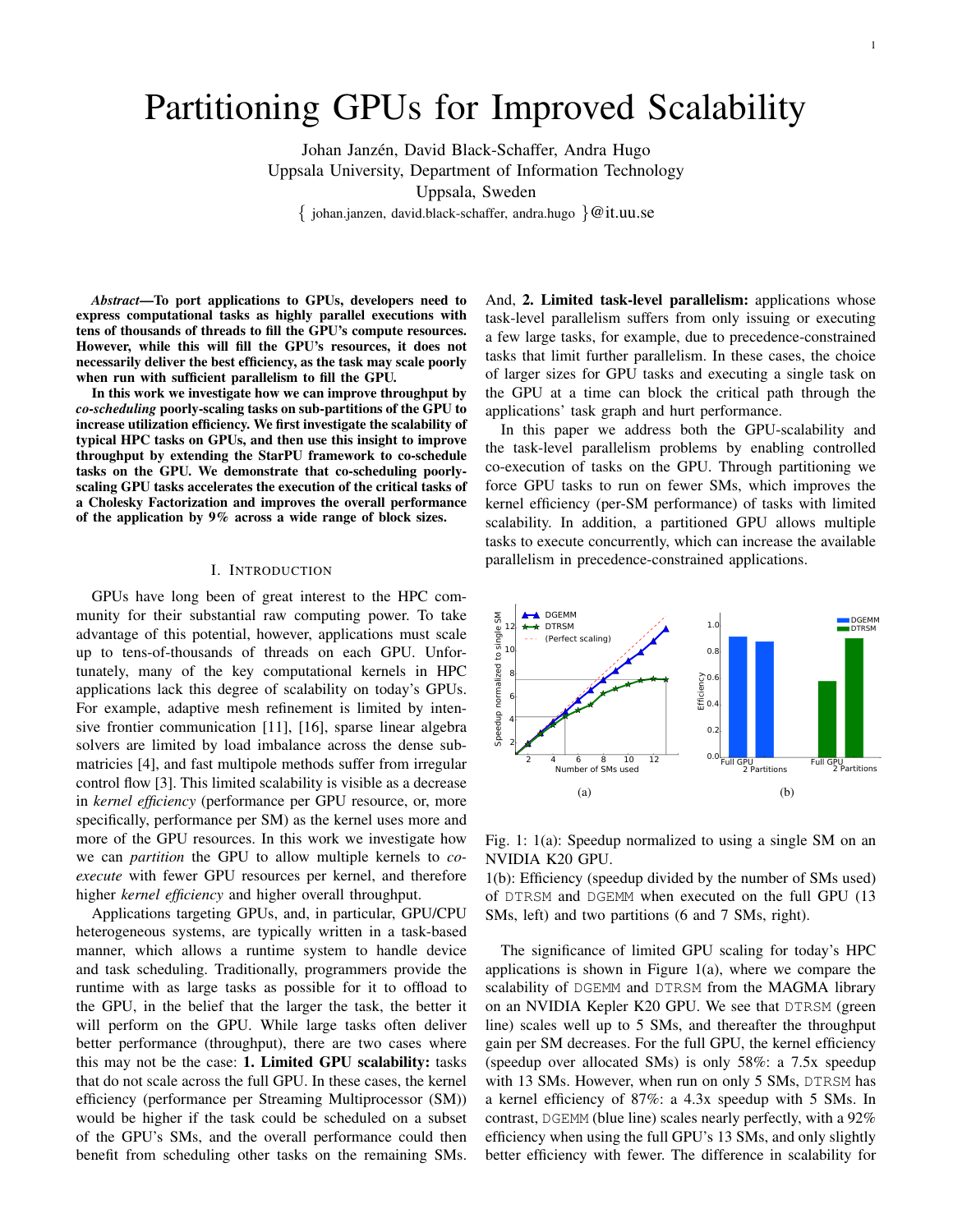# Partitioning GPUs for Improved Scalability

Johan Janzén, David Black-Schaffer, Andra Hugo
Uppsala University, Department of Information Technology
Uppsala, Sweden
{ johan.janzen, david.black-schaffer, andra.hugo }@it.uu.se

***Abstract*—To port applications to GPUs, developers need to express computational tasks as highly parallel executions with tens of thousands of threads to fill the GPU's compute resources. However, while this will fill the GPU's resources, it does not necessarily deliver the best efficiency, as the task may scale poorly when run with sufficient parallelism to fill the GPU.**

**In this work we investigate how we can improve throughput by *co-scheduling* poorly-scaling tasks on sub-partitions of the GPU to increase utilization efficiency. We first investigate the scalability of typical HPC tasks on GPUs, and then use this insight to improve throughput by extending the StarPU framework to co-schedule tasks on the GPU. We demonstrate that co-scheduling poorly-scaling GPU tasks accelerates the execution of the critical tasks of a Cholesky Factorization and improves the overall performance of the application by 9% across a wide range of block sizes.**

## I. Introduction

GPUs have long been of great interest to the HPC community for their substantial raw computing power. To take advantage of this potential, however, applications must scale up to tens-of-thousands of threads on each GPU. Unfortunately, many of the key computational kernels in HPC applications lack this degree of scalability on today's GPUs. For example, adaptive mesh refinement is limited by intensive frontier communication [11], [16], sparse linear algebra solvers are limited by load imbalance across the dense submatricies [4], and fast multipole methods suffer from irregular control flow [3]. This limited scalability is visible as a decrease in *kernel efficiency* (performance per GPU resource, or, more specifically, performance per SM) as the kernel uses more and more of the GPU resources. In this work we investigate how we can *partition* the GPU to allow multiple kernels to *co-execute* with fewer GPU resources per kernel, and therefore higher *kernel efficiency* and higher overall throughput.

Applications targeting GPUs, and, in particular, GPU/CPU heterogeneous systems, are typically written in a task-based manner, which allows a runtime system to handle device and task scheduling. Traditionally, programmers provide the runtime with as large tasks as possible for it to offload to the GPU, in the belief that the larger the task, the better it will perform on the GPU. While large tasks often deliver better performance (throughput), there are two cases where this may not be the case: **1. Limited GPU scalability:** tasks that do not scale across the full GPU. In these cases, the kernel efficiency (performance per Streaming Multiprocessor (SM)) would be higher if the task could be scheduled on a subset of the GPU's SMs, and the overall performance could then benefit from scheduling other tasks on the remaining SMs. And, **2. Limited task-level parallelism:** applications whose task-level parallelism suffers from only issuing or executing a few large tasks, for example, due to precedence-constrained tasks that limit further parallelism. In these cases, the choice of larger sizes for GPU tasks and executing a single task on the GPU at a time can block the critical path through the applications' task graph and hurt performance.

In this paper we address both the GPU-scalability and the task-level parallelism problems by enabling controlled co-execution of tasks on the GPU. Through partitioning we force GPU tasks to run on fewer SMs, which improves the kernel efficiency (per-SM performance) of tasks with limited scalability. In addition, a partitioned GPU allows multiple tasks to execute concurrently, which can increase the available parallelism in precedence-constrained applications.

Fig. 1: 1(a): Speedup normalized to using a single SM on an NVIDIA K20 GPU.
1(b): Efficiency (speedup divided by the number of SMs used) of DTRSM and DGEMM when executed on the full GPU (13 SMs, left) and two partitions (6 and 7 SMs, right).

The significance of limited GPU scaling for today's HPC applications is shown in Figure 1(a), where we compare the scalability of DGEMM and DTRSM from the MAGMA library on an NVIDIA Kepler K20 GPU. We see that DTRSM (green line) scales well up to 5 SMs, and thereafter the throughput gain per SM decreases. For the full GPU, the kernel efficiency (speedup over allocated SMs) is only 58%: a 7.5x speedup with 13 SMs. However, when run on only 5 SMs, DTRSM has a kernel efficiency of 87%: a 4.3x speedup with 5 SMs. In contrast, DGEMM (blue line) scales nearly perfectly, with a 92% efficiency when using the full GPU's 13 SMs, and only slightly better efficiency with fewer. The difference in scalability for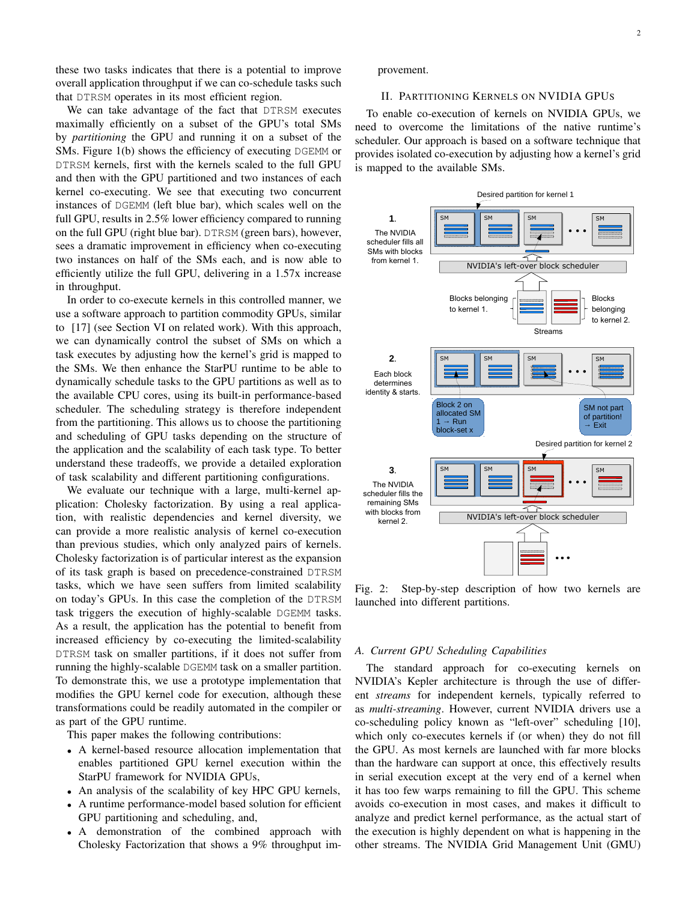these two tasks indicates that there is a potential to improve overall application throughput if we can co-schedule tasks such that DTRSM operates in its most efficient region.

We can take advantage of the fact that DTRSM executes maximally efficiently on a subset of the GPU's total SMs by *partitioning* the GPU and running it on a subset of the SMs. Figure 1(b) shows the efficiency of executing DGEMM or DTRSM kernels, first with the kernels scaled to the full GPU and then with the GPU partitioned and two instances of each kernel co-executing. We see that executing two concurrent instances of DGEMM (left blue bar), which scales well on the full GPU, results in 2.5% lower efficiency compared to running on the full GPU (right blue bar). DTRSM (green bars), however, sees a dramatic improvement in efficiency when co-executing two instances on half of the SMs each, and is now able to efficiently utilize the full GPU, delivering in a 1.57x increase in throughput.

In order to co-execute kernels in this controlled manner, we use a software approach to partition commodity GPUs, similar to [17] (see Section VI on related work). With this approach, we can dynamically control the subset of SMs on which a task executes by adjusting how the kernel's grid is mapped to the SMs. We then enhance the StarPU runtime to be able to dynamically schedule tasks to the GPU partitions as well as to the available CPU cores, using its built-in performance-based scheduler. The scheduling strategy is therefore independent from the partitioning. This allows us to choose the partitioning and scheduling of GPU tasks depending on the structure of the application and the scalability of each task type. To better understand these tradeoffs, we provide a detailed exploration of task scalability and different partitioning configurations.

We evaluate our technique with a large, multi-kernel application: Cholesky factorization. By using a real application, with realistic dependencies and kernel diversity, we can provide a more realistic analysis of kernel co-execution than previous studies, which only analyzed pairs of kernels. Cholesky factorization is of particular interest as the expansion of its task graph is based on precedence-constrained DTRSM tasks, which we have seen suffers from limited scalability on today's GPUs. In this case the completion of the DTRSM task triggers the execution of highly-scalable DGEMM tasks. As a result, the application has the potential to benefit from increased efficiency by co-executing the limited-scalability DTRSM task on smaller partitions, if it does not suffer from running the highly-scalable DGEMM task on a smaller partition. To demonstrate this, we use a prototype implementation that modifies the GPU kernel code for execution, although these transformations could be readily automated in the compiler or as part of the GPU runtime.

This paper makes the following contributions:

- A kernel-based resource allocation implementation that enables partitioned GPU kernel execution within the StarPU framework for NVIDIA GPUs,
- An analysis of the scalability of key HPC GPU kernels,
- A runtime performance-model based solution for efficient GPU partitioning and scheduling, and,
- A demonstration of the combined approach with Cholesky Factorization that shows a 9% throughput improvement.

## II. Partitioning Kernels on NVIDIA GPUs

To enable co-execution of kernels on NVIDIA GPUs, we need to overcome the limitations of the native runtime's scheduler. Our approach is based on a software technique that provides isolated co-execution by adjusting how a kernel's grid is mapped to the available SMs.

Desired partition for kernel 1

**1.** The NVIDIA scheduler fills all SMs with blocks from kernel 1.

SM SM SM ... SM

NVIDIA's left-over block scheduler

Blocks belonging to kernel 1.

Blocks belonging to kernel 2.

Streams

**2.** Each block determines identity & starts.

SM SM SM ... SM

Block 2 on allocated SM 1 → Run block-set x

SM not part of partition! → Exit

Desired partition for kernel 2

**3.** The NVIDIA scheduler fills the remaining SMs with blocks from kernel 2.

SM SM SM ... SM

NVIDIA's left-over block scheduler

...

Fig. 2: Step-by-step description of how two kernels are launched into different partitions.

### A. Current GPU Scheduling Capabilities

The standard approach for co-executing kernels on NVIDIA's Kepler architecture is through the use of different *streams* for independent kernels, typically referred to as *multi-streaming*. However, current NVIDIA drivers use a co-scheduling policy known as "left-over" scheduling [10], which only co-executes kernels if (or when) they do not fill the GPU. As most kernels are launched with far more blocks than the hardware can support at once, this effectively results in serial execution except at the very end of a kernel when it has too few warps remaining to fill the GPU. This scheme avoids co-execution in most cases, and makes it difficult to analyze and predict kernel performance, as the actual start of the execution is highly dependent on what is happening in the other streams. The NVIDIA Grid Management Unit (GMU)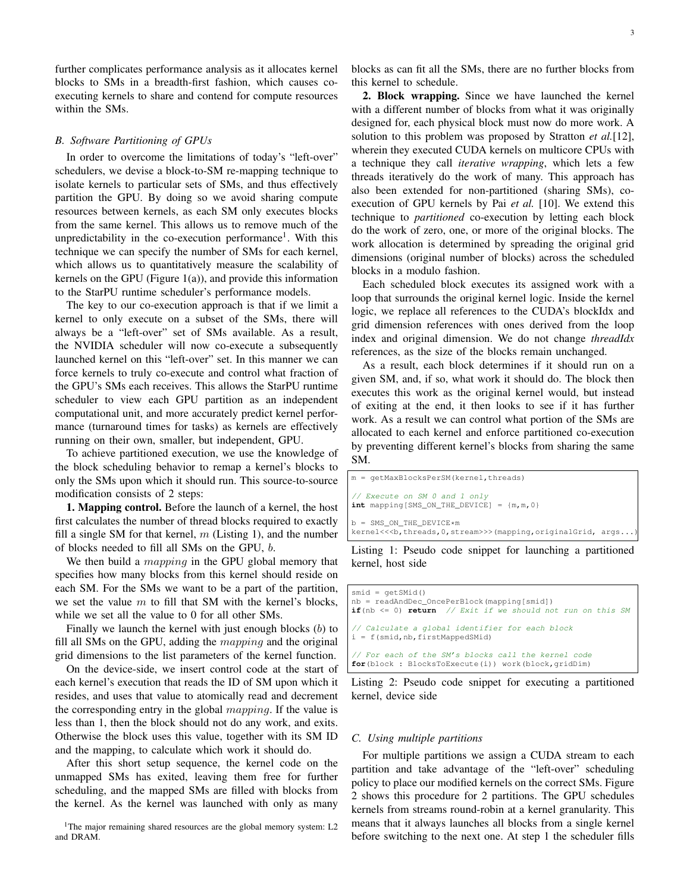further complicates performance analysis as it allocates kernel blocks to SMs in a breadth-first fashion, which causes co-executing kernels to share and contend for compute resources within the SMs.

### B. Software Partitioning of GPUs

In order to overcome the limitations of today's "left-over" schedulers, we devise a block-to-SM re-mapping technique to isolate kernels to particular sets of SMs, and thus effectively partition the GPU. By doing so we avoid sharing compute resources between kernels, as each SM only executes blocks from the same kernel. This allows us to remove much of the unpredictability in the co-execution performance[1]. With this technique we can specify the number of SMs for each kernel, which allows us to quantitatively measure the scalability of kernels on the GPU (Figure 1(a)), and provide this information to the StarPU runtime scheduler's performance models.

The key to our co-execution approach is that if we limit a kernel to only execute on a subset of the SMs, there will always be a "left-over" set of SMs available. As a result, the NVIDIA scheduler will now co-execute a subsequently launched kernel on this "left-over" set. In this manner we can force kernels to truly co-execute and control what fraction of the GPU's SMs each receives. This allows the StarPU runtime scheduler to view each GPU partition as an independent computational unit, and more accurately predict kernel performance (turnaround times for tasks) as kernels are effectively running on their own, smaller, but independent, GPU.

To achieve partitioned execution, we use the knowledge of the block scheduling behavior to remap a kernel's blocks to only the SMs upon which it should run. This source-to-source modification consists of 2 steps:

**1. Mapping control.** Before the launch of a kernel, the host first calculates the number of thread blocks required to exactly fill a single SM for that kernel, $m$ (Listing 1), and the number of blocks needed to fill all SMs on the GPU, $b$.

We then build a $mapping$ in the GPU global memory that specifies how many blocks from this kernel should reside on each SM. For the SMs we want to be a part of the partition, we set the value $m$ to fill that SM with the kernel's blocks, while we set all the value to 0 for all other SMs.

Finally we launch the kernel with just enough blocks ($b$) to fill all SMs on the GPU, adding the $mapping$ and the original grid dimensions to the list parameters of the kernel function.

On the device-side, we insert control code at the start of each kernel's execution that reads the ID of SM upon which it resides, and uses that value to atomically read and decrement the corresponding entry in the global $mapping$. If the value is less than 1, then the block should not do any work, and exits. Otherwise the block uses this value, together with its SM ID and the mapping, to calculate which work it should do.

After this short setup sequence, the kernel code on the unmapped SMs has exited, leaving them free for further scheduling, and the mapped SMs are filled with blocks from the kernel. As the kernel was launched with only as many blocks as can fit all the SMs, there are no further blocks from this kernel to schedule.

**2. Block wrapping.** Since we have launched the kernel with a different number of blocks from what it was originally designed for, each physical block must now do more work. A solution to this problem was proposed by Stratton *et al.*[12], wherein they executed CUDA kernels on multicore CPUs with a technique they call *iterative wrapping*, which lets a few threads iteratively do the work of many. This approach has also been extended for non-partitioned (sharing SMs), co-execution of GPU kernels by Pai *et al.* [10]. We extend this technique to *partitioned* co-execution by letting each block do the work of zero, one, or more of the original blocks. The work allocation is determined by spreading the original grid dimensions (original number of blocks) across the scheduled blocks in a modulo fashion.

Each scheduled block executes its assigned work with a loop that surrounds the original kernel logic. Inside the kernel logic, we replace all references to the CUDA's blockIdx and grid dimension references with ones derived from the loop index and original dimension. We do not change *threadIdx* references, as the size of the blocks remain unchanged.

As a result, each block determines if it should run on a given SM, and, if so, what work it should do. The block then executes this work as the original kernel would, but instead of exiting at the end, it then looks to see if it has further work. As a result we can control what portion of the SMs are allocated to each kernel and enforce partitioned co-execution by preventing different kernel's blocks from sharing the same SM.

```
m = getMaxBlocksPerSM(kernel,threads)

// Execute on SM 0 and 1 only
int mapping[SMS_ON_THE_DEVICE] = {m,m,0}

b = SMS_ON_THE_DEVICE*m
kernel<<<b,threads,0,stream>>>(mapping,originalGrid, args...)
```

Listing 1: Pseudo code snippet for launching a partitioned kernel, host side

```
smid = getSMid()
nb = readAndDec_OncePerBlock(mapping[smid])
if(nb <= 0) return  // Exit if we should not run on this SM

// Calculate a global identifier for each block
i = f(smid,nb,firstMappedSMid)

// For each of the SM's blocks call the kernel code
for(block : BlocksToExecute(i)) work(block,gridDim)
```

Listing 2: Pseudo code snippet for executing a partitioned kernel, device side

### C. Using multiple partitions

For multiple partitions we assign a CUDA stream to each partition and take advantage of the "left-over" scheduling policy to place our modified kernels on the correct SMs. Figure 2 shows this procedure for 2 partitions. The GPU schedules kernels from streams round-robin at a kernel granularity. This means that it always launches all blocks from a single kernel before switching to the next one. At step 1 the scheduler fills

[1]The major remaining shared resources are the global memory system: L2 and DRAM.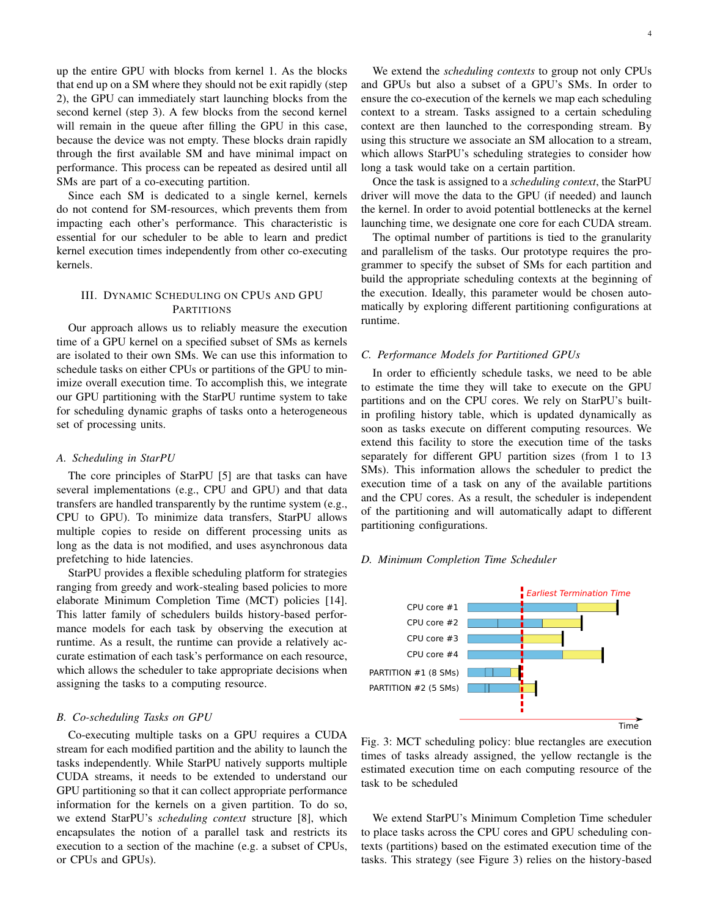up the entire GPU with blocks from kernel 1. As the blocks that end up on a SM where they should not be exit rapidly (step 2), the GPU can immediately start launching blocks from the second kernel (step 3). A few blocks from the second kernel will remain in the queue after filling the GPU in this case, because the device was not empty. These blocks drain rapidly through the first available SM and have minimal impact on performance. This process can be repeated as desired until all SMs are part of a co-executing partition.

Since each SM is dedicated to a single kernel, kernels do not contend for SM-resources, which prevents them from impacting each other's performance. This characteristic is essential for our scheduler to be able to learn and predict kernel execution times independently from other co-executing kernels.

## III. Dynamic Scheduling on CPUs and GPU Partitions

Our approach allows us to reliably measure the execution time of a GPU kernel on a specified subset of SMs as kernels are isolated to their own SMs. We can use this information to schedule tasks on either CPUs or partitions of the GPU to minimize overall execution time. To accomplish this, we integrate our GPU partitioning with the StarPU runtime system to take for scheduling dynamic graphs of tasks onto a heterogeneous set of processing units.

### A. Scheduling in StarPU

The core principles of StarPU [5] are that tasks can have several implementations (e.g., CPU and GPU) and that data transfers are handled transparently by the runtime system (e.g., CPU to GPU). To minimize data transfers, StarPU allows multiple copies to reside on different processing units as long as the data is not modified, and uses asynchronous data prefetching to hide latencies.

StarPU provides a flexible scheduling platform for strategies ranging from greedy and work-stealing based policies to more elaborate Minimum Completion Time (MCT) policies [14]. This latter family of schedulers builds history-based performance models for each task by observing the execution at runtime. As a result, the runtime can provide a relatively accurate estimation of each task's performance on each resource, which allows the scheduler to take appropriate decisions when assigning the tasks to a computing resource.

### B. Co-scheduling Tasks on GPU

Co-executing multiple tasks on a GPU requires a CUDA stream for each modified partition and the ability to launch the tasks independently. While StarPU natively supports multiple CUDA streams, it needs to be extended to understand our GPU partitioning so that it can collect appropriate performance information for the kernels on a given partition. To do so, we extend StarPU's *scheduling context* structure [8], which encapsulates the notion of a parallel task and restricts its execution to a section of the machine (e.g. a subset of CPUs, or CPUs and GPUs).

We extend the *scheduling contexts* to group not only CPUs and GPUs but also a subset of a GPU's SMs. In order to ensure the co-execution of the kernels we map each scheduling context to a stream. Tasks assigned to a certain scheduling context are then launched to the corresponding stream. By using this structure we associate an SM allocation to a stream, which allows StarPU's scheduling strategies to consider how long a task would take on a certain partition.

Once the task is assigned to a *scheduling context*, the StarPU driver will move the data to the GPU (if needed) and launch the kernel. In order to avoid potential bottlenecks at the kernel launching time, we designate one core for each CUDA stream.

The optimal number of partitions is tied to the granularity and parallelism of the tasks. Our prototype requires the programmer to specify the subset of SMs for each partition and build the appropriate scheduling contexts at the beginning of the execution. Ideally, this parameter would be chosen automatically by exploring different partitioning configurations at runtime.

### C. Performance Models for Partitioned GPUs

In order to efficiently schedule tasks, we need to be able to estimate the time they will take to execute on the GPU partitions and on the CPU cores. We rely on StarPU's built-in profiling history table, which is updated dynamically as soon as tasks execute on different computing resources. We extend this facility to store the execution time of the tasks separately for different GPU partition sizes (from 1 to 13 SMs). This information allows the scheduler to predict the execution time of a task on any of the available partitions and the CPU cores. As a result, the scheduler is independent of the partitioning and will automatically adapt to different partitioning configurations.

### D. Minimum Completion Time Scheduler

Fig. 3: MCT scheduling policy: blue rectangles are execution times of tasks already assigned, the yellow rectangle is the estimated execution time on each computing resource of the task to be scheduled

We extend StarPU's Minimum Completion Time scheduler to place tasks across the CPU cores and GPU scheduling contexts (partitions) based on the estimated execution time of the tasks. This strategy (see Figure 3) relies on the history-based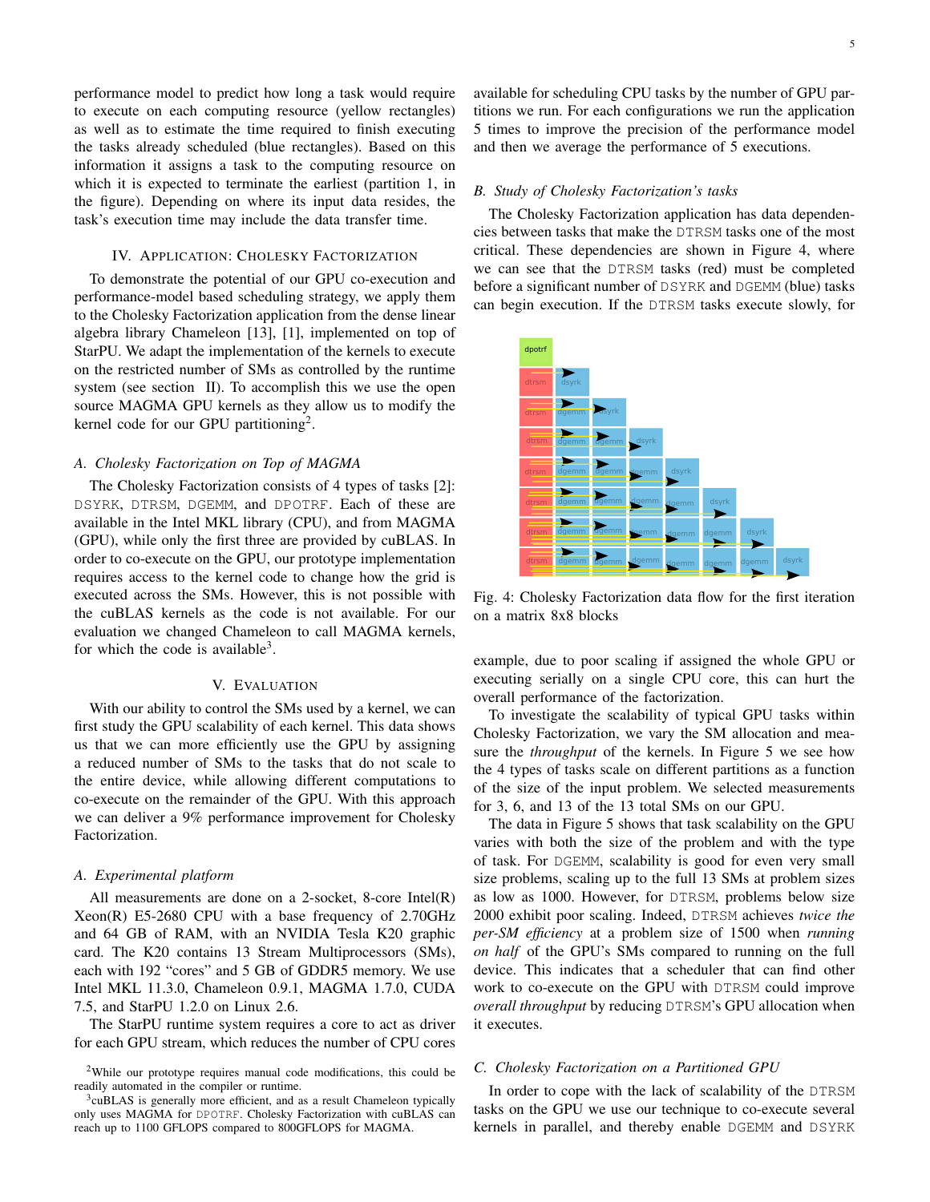performance model to predict how long a task would require to execute on each computing resource (yellow rectangles) as well as to estimate the time required to finish executing the tasks already scheduled (blue rectangles). Based on this information it assigns a task to the computing resource on which it is expected to terminate the earliest (partition 1, in the figure). Depending on where its input data resides, the task's execution time may include the data transfer time.

## IV. Application: Cholesky Factorization

To demonstrate the potential of our GPU co-execution and performance-model based scheduling strategy, we apply them to the Cholesky Factorization application from the dense linear algebra library Chameleon [13], [1], implemented on top of StarPU. We adapt the implementation of the kernels to execute on the restricted number of SMs as controlled by the runtime system (see section II). To accomplish this we use the open source MAGMA GPU kernels as they allow us to modify the kernel code for our GPU partitioning[2].

### A. Cholesky Factorization on Top of MAGMA

The Cholesky Factorization consists of 4 types of tasks [2]: DSYRK, DTRSM, DGEMM, and DPOTRF. Each of these are available in the Intel MKL library (CPU), and from MAGMA (GPU), while only the first three are provided by cuBLAS. In order to co-execute on the GPU, our prototype implementation requires access to the kernel code to change how the grid is executed across the SMs. However, this is not possible with the cuBLAS kernels as the code is not available. For our evaluation we changed Chameleon to call MAGMA kernels, for which the code is available[3].

## V. Evaluation

With our ability to control the SMs used by a kernel, we can first study the GPU scalability of each kernel. This data shows us that we can more efficiently use the GPU by assigning a reduced number of SMs to the tasks that do not scale to the entire device, while allowing different computations to co-execute on the remainder of the GPU. With this approach we can deliver a 9% performance improvement for Cholesky Factorization.

### A. Experimental platform

All measurements are done on a 2-socket, 8-core Intel(R) Xeon(R) E5-2680 CPU with a base frequency of 2.70GHz and 64 GB of RAM, with an NVIDIA Tesla K20 graphic card. The K20 contains 13 Stream Multiprocessors (SMs), each with 192 "cores" and 5 GB of GDDR5 memory. We use Intel MKL 11.3.0, Chameleon 0.9.1, MAGMA 1.7.0, CUDA 7.5, and StarPU 1.2.0 on Linux 2.6.

The StarPU runtime system requires a core to act as driver for each GPU stream, which reduces the number of CPU cores available for scheduling CPU tasks by the number of GPU partitions we run. For each configurations we run the application 5 times to improve the precision of the performance model and then we average the performance of 5 executions.

### B. Study of Cholesky Factorization's tasks

The Cholesky Factorization application has data dependencies between tasks that make the DTRSM tasks one of the most critical. These dependencies are shown in Figure 4, where we can see that the DTRSM tasks (red) must be completed before a significant number of DSYRK and DGEMM (blue) tasks can begin execution. If the DTRSM tasks execute slowly, for example, due to poor scaling if assigned the whole GPU or executing serially on a single CPU core, this can hurt the overall performance of the factorization.

Fig. 4: Cholesky Factorization data flow for the first iteration on a matrix 8x8 blocks

To investigate the scalability of typical GPU tasks within Cholesky Factorization, we vary the SM allocation and measure the *throughput* of the kernels. In Figure 5 we see how the 4 types of tasks scale on different partitions as a function of the size of the input problem. We selected measurements for 3, 6, and 13 of the 13 total SMs on our GPU.

The data in Figure 5 shows that task scalability on the GPU varies with both the size of the problem and with the type of task. For DGEMM, scalability is good for even very small size problems, scaling up to the full 13 SMs at problem sizes as low as 1000. However, for DTRSM, problems below size 2000 exhibit poor scaling. Indeed, DTRSM achieves *twice the per-SM efficiency* at a problem size of 1500 when *running on half* of the GPU's SMs compared to running on the full device. This indicates that a scheduler that can find other work to co-execute on the GPU with DTRSM could improve *overall throughput* by reducing DTRSM's GPU allocation when it executes.

### C. Cholesky Factorization on a Partitioned GPU

In order to cope with the lack of scalability of the DTRSM tasks on the GPU we use our technique to co-execute several kernels in parallel, and thereby enable DGEMM and DSYRK

[2] While our prototype requires manual code modifications, this could be readily automated in the compiler or runtime.

[3] cuBLAS is generally more efficient, and as a result Chameleon typically only uses MAGMA for DPOTRF. Cholesky Factorization with cuBLAS can reach up to 1100 GFLOPS compared to 800GFLOPS for MAGMA.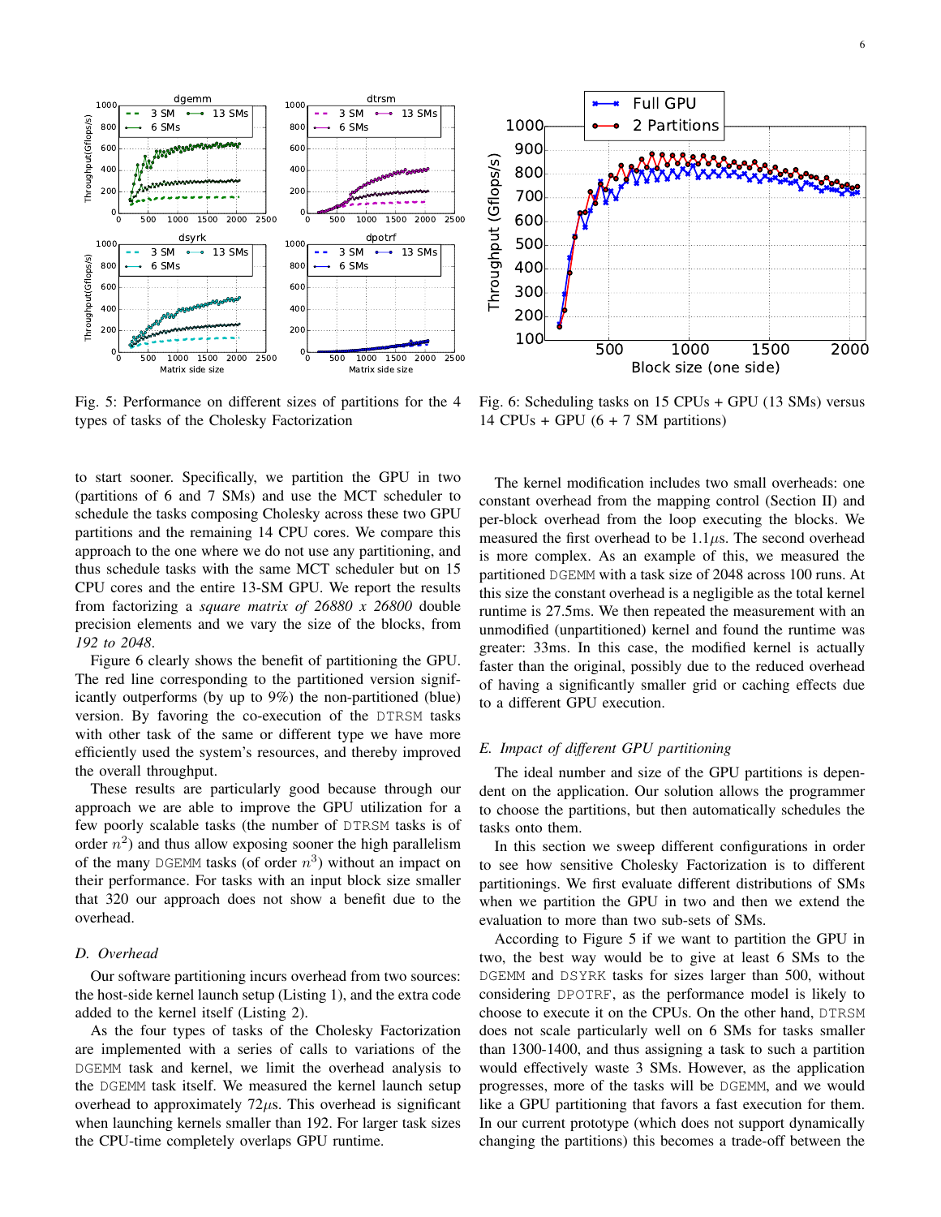Fig. 5: Performance on different sizes of partitions for the 4 types of tasks of the Cholesky Factorization

Fig. 6: Scheduling tasks on 15 CPUs + GPU (13 SMs) versus 14 CPUs + GPU (6 + 7 SM partitions)

to start sooner. Specifically, we partition the GPU in two (partitions of 6 and 7 SMs) and use the MCT scheduler to schedule the tasks composing Cholesky across these two GPU partitions and the remaining 14 CPU cores. We compare this approach to the one where we do not use any partitioning, and thus schedule tasks with the same MCT scheduler but on 15 CPU cores and the entire 13-SM GPU. We report the results from factorizing a *square matrix of 26880 x 26800* double precision elements and we vary the size of the blocks, from *192 to 2048*.

Figure 6 clearly shows the benefit of partitioning the GPU. The red line corresponding to the partitioned version significantly outperforms (by up to 9%) the non-partitioned (blue) version. By favoring the co-execution of the DTRSM tasks with other task of the same or different type we have more efficiently used the system's resources, and thereby improved the overall throughput.

These results are particularly good because through our approach we are able to improve the GPU utilization for a few poorly scalable tasks (the number of DTRSM tasks is of order $n^2$) and thus allow exposing sooner the high parallelism of the many DGEMM tasks (of order $n^3$) without an impact on their performance. For tasks with an input block size smaller that 320 our approach does not show a benefit due to the overhead.

### *D. Overhead*

Our software partitioning incurs overhead from two sources: the host-side kernel launch setup (Listing 1), and the extra code added to the kernel itself (Listing 2).

As the four types of tasks of the Cholesky Factorization are implemented with a series of calls to variations of the DGEMM task and kernel, we limit the overhead analysis to the DGEMM task itself. We measured the kernel launch setup overhead to approximately $72\mu$s. This overhead is significant when launching kernels smaller than 192. For larger task sizes the CPU-time completely overlaps GPU runtime.

The kernel modification includes two small overheads: one constant overhead from the mapping control (Section II) and per-block overhead from the loop executing the blocks. We measured the first overhead to be $1.1\mu$s. The second overhead is more complex. As an example of this, we measured the partitioned DGEMM with a task size of 2048 across 100 runs. At this size the constant overhead is a negligible as the total kernel runtime is 27.5ms. We then repeated the measurement with an unmodified (unpartitioned) kernel and found the runtime was greater: 33ms. In this case, the modified kernel is actually faster than the original, possibly due to the reduced overhead of having a significantly smaller grid or caching effects due to a different GPU execution.

### *E. Impact of different GPU partitioning*

The ideal number and size of the GPU partitions is dependent on the application. Our solution allows the programmer to choose the partitions, but then automatically schedules the tasks onto them.

In this section we sweep different configurations in order to see how sensitive Cholesky Factorization is to different partitionings. We first evaluate different distributions of SMs when we partition the GPU in two and then we extend the evaluation to more than two sub-sets of SMs.

According to Figure 5 if we want to partition the GPU in two, the best way would be to give at least 6 SMs to the DGEMM and DSYRK tasks for sizes larger than 500, without considering DPOTRF, as the performance model is likely to choose to execute it on the CPUs. On the other hand, DTRSM does not scale particularly well on 6 SMs for tasks smaller than 1300-1400, and thus assigning a task to such a partition would effectively waste 3 SMs. However, as the application progresses, more of the tasks will be DGEMM, and we would like a GPU partitioning that favors a fast execution for them. In our current prototype (which does not support dynamically changing the partitions) this becomes a trade-off between the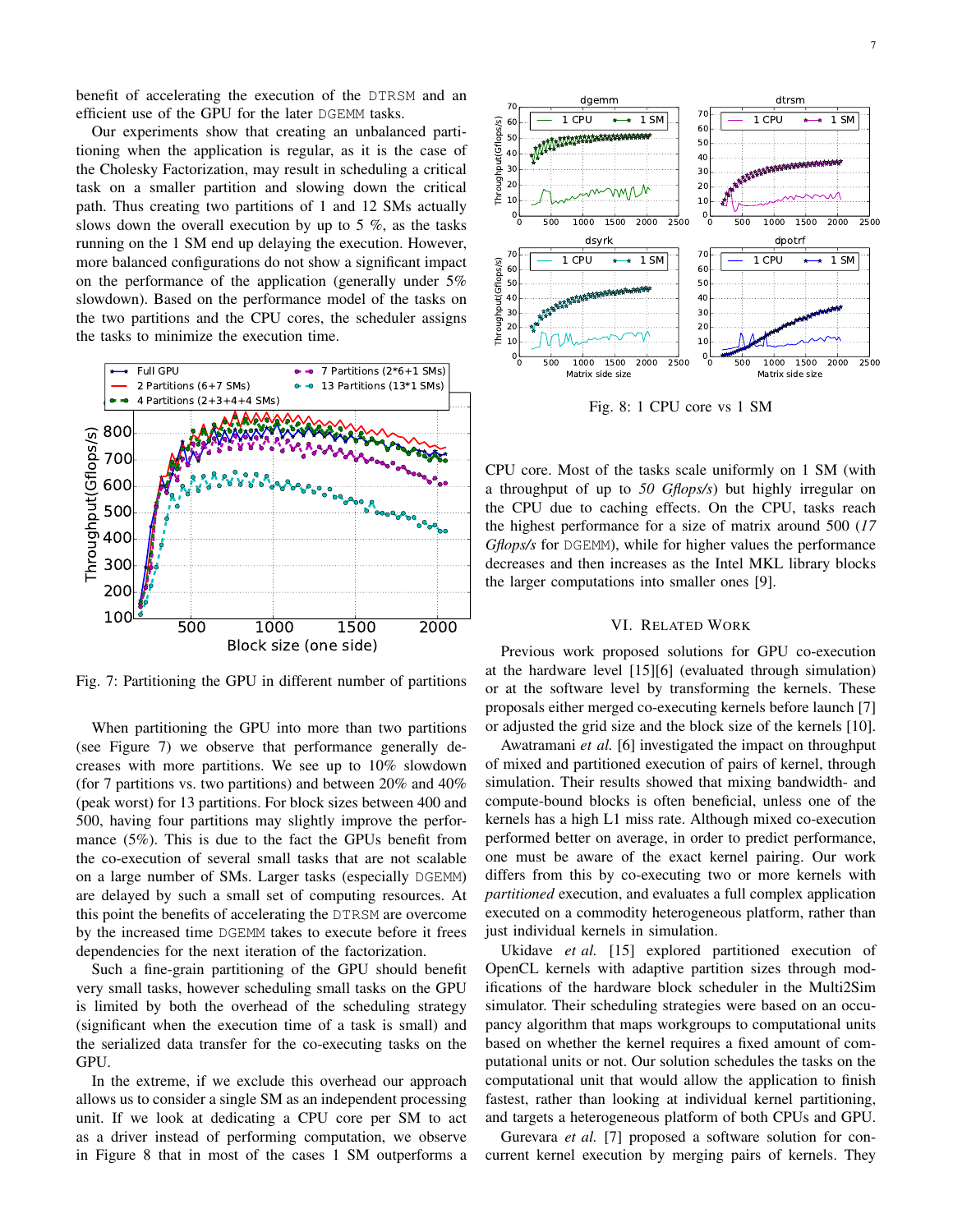benefit of accelerating the execution of the DTRSM and an efficient use of the GPU for the later DGEMM tasks.

Our experiments show that creating an unbalanced partitioning when the application is regular, as it is the case of the Cholesky Factorization, may result in scheduling a critical task on a smaller partition and slowing down the critical path. Thus creating two partitions of 1 and 12 SMs actually slows down the overall execution by up to 5 %, as the tasks running on the 1 SM end up delaying the execution. However, more balanced configurations do not show a significant impact on the performance of the application (generally under 5% slowdown). Based on the performance model of the tasks on the two partitions and the CPU cores, the scheduler assigns the tasks to minimize the execution time.

Fig. 7: Partitioning the GPU in different number of partitions

When partitioning the GPU into more than two partitions (see Figure 7) we observe that performance generally decreases with more partitions. We see up to 10% slowdown (for 7 partitions vs. two partitions) and between 20% and 40% (peak worst) for 13 partitions. For block sizes between 400 and 500, having four partitions may slightly improve the performance (5%). This is due to the fact the GPUs benefit from the co-execution of several small tasks that are not scalable on a large number of SMs. Larger tasks (especially DGEMM) are delayed by such a small set of computing resources. At this point the benefits of accelerating the DTRSM are overcome by the increased time DGEMM takes to execute before it frees dependencies for the next iteration of the factorization.

Such a fine-grain partitioning of the GPU should benefit very small tasks, however scheduling small tasks on the GPU is limited by both the overhead of the scheduling strategy (significant when the execution time of a task is small) and the serialized data transfer for the co-executing tasks on the GPU.

In the extreme, if we exclude this overhead our approach allows us to consider a single SM as an independent processing unit. If we look at dedicating a CPU core per SM to act as a driver instead of performing computation, we observe in Figure 8 that in most of the cases 1 SM outperforms a CPU core. Most of the tasks scale uniformly on 1 SM (with a throughput of up to *50 Gflops/s*) but highly irregular on the CPU due to caching effects. On the CPU, tasks reach the highest performance for a size of matrix around 500 (*17 Gflops/s* for DGEMM), while for higher values the performance decreases and then increases as the Intel MKL library blocks the larger computations into smaller ones [9].

Fig. 8: 1 CPU core vs 1 SM

## VI. Related Work

Previous work proposed solutions for GPU co-execution at the hardware level [15][6] (evaluated through simulation) or at the software level by transforming the kernels. These proposals either merged co-executing kernels before launch [7] or adjusted the grid size and the block size of the kernels [10].

Awatramani *et al.* [6] investigated the impact on throughput of mixed and partitioned execution of pairs of kernel, through simulation. Their results showed that mixing bandwidth- and compute-bound blocks is often beneficial, unless one of the kernels has a high L1 miss rate. Although mixed co-execution performed better on average, in order to predict performance, one must be aware of the exact kernel pairing. Our work differs from this by co-executing two or more kernels with *partitioned* execution, and evaluates a full complex application executed on a commodity heterogeneous platform, rather than just individual kernels in simulation.

Ukidave *et al.* [15] explored partitioned execution of OpenCL kernels with adaptive partition sizes through modifications of the hardware block scheduler in the Multi2Sim simulator. Their scheduling strategies were based on an occupancy algorithm that maps workgroups to computational units based on whether the kernel requires a fixed amount of computational units or not. Our solution schedules the tasks on the computational unit that would allow the application to finish fastest, rather than looking at individual kernel partitioning, and targets a heterogeneous platform of both CPUs and GPU.

Gurevara *et al.* [7] proposed a software solution for concurrent kernel execution by merging pairs of kernels. They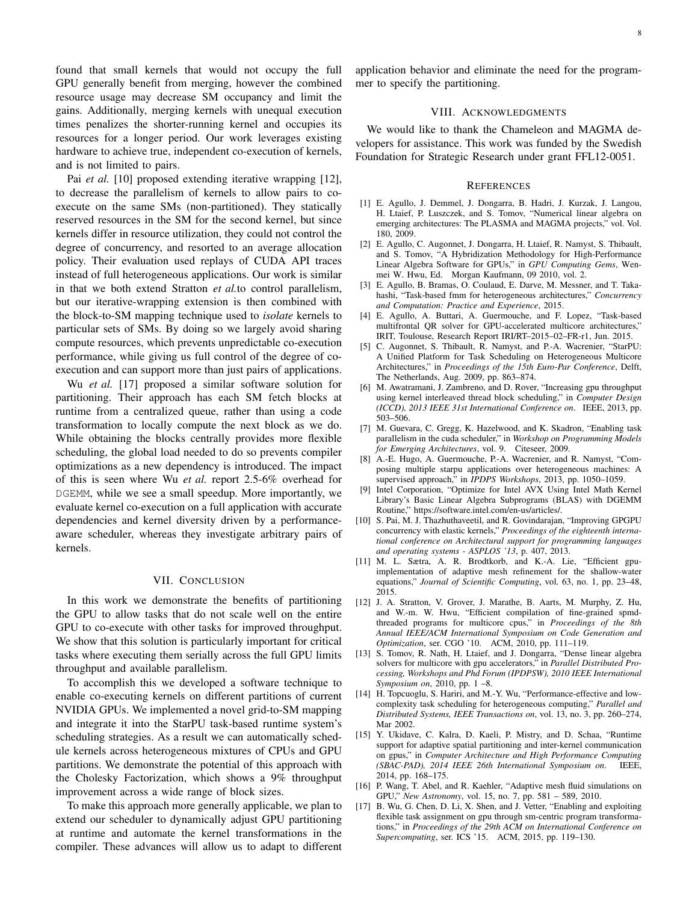found that small kernels that would not occupy the full GPU generally benefit from merging, however the combined resource usage may decrease SM occupancy and limit the gains. Additionally, merging kernels with unequal execution times penalizes the shorter-running kernel and occupies its resources for a longer period. Our work leverages existing hardware to achieve true, independent co-execution of kernels, and is not limited to pairs.

Pai *et al.* [10] proposed extending iterative wrapping [12], to decrease the parallelism of kernels to allow pairs to co-execute on the same SMs (non-partitioned). They statically reserved resources in the SM for the second kernel, but since kernels differ in resource utilization, they could not control the degree of concurrency, and resorted to an average allocation policy. Their evaluation used replays of CUDA API traces instead of full heterogeneous applications. Our work is similar in that we both extend Stratton *et al.*to control parallelism, but our iterative-wrapping extension is then combined with the block-to-SM mapping technique used to *isolate* kernels to particular sets of SMs. By doing so we largely avoid sharing compute resources, which prevents unpredictable co-execution performance, while giving us full control of the degree of co-execution and can support more than just pairs of applications.

Wu *et al.* [17] proposed a similar software solution for partitioning. Their approach has each SM fetch blocks at runtime from a centralized queue, rather than using a code transformation to locally compute the next block as we do. While obtaining the blocks centrally provides more flexible scheduling, the global load needed to do so prevents compiler optimizations as a new dependency is introduced. The impact of this is seen where Wu *et al.* report 2.5-6% overhead for `DGEMM`, while we see a small speedup. More importantly, we evaluate kernel co-execution on a full application with accurate dependencies and kernel diversity driven by a performance-aware scheduler, whereas they investigate arbitrary pairs of kernels.

## VII. Conclusion

In this work we demonstrate the benefits of partitioning the GPU to allow tasks that do not scale well on the entire GPU to co-execute with other tasks for improved throughput. We show that this solution is particularly important for critical tasks where executing them serially across the full GPU limits throughput and available parallelism.

To accomplish this we developed a software technique to enable co-executing kernels on different partitions of current NVIDIA GPUs. We implemented a novel grid-to-SM mapping and integrate it into the StarPU task-based runtime system's scheduling strategies. As a result we can automatically schedule kernels across heterogeneous mixtures of CPUs and GPU partitions. We demonstrate the potential of this approach with the Cholesky Factorization, which shows a 9% throughput improvement across a wide range of block sizes.

To make this approach more generally applicable, we plan to extend our scheduler to dynamically adjust GPU partitioning at runtime and automate the kernel transformations in the compiler. These advances will allow us to adapt to different application behavior and eliminate the need for the programmer to specify the partitioning.

## VIII. Acknowledgments

We would like to thank the Chameleon and MAGMA developers for assistance. This work was funded by the Swedish Foundation for Strategic Research under grant FFL12-0051.

## References

[1] E. Agullo, J. Demmel, J. Dongarra, B. Hadri, J. Kurzak, J. Langou, H. Ltaief, P. Luszczek, and S. Tomov, "Numerical linear algebra on emerging architectures: The PLASMA and MAGMA projects," vol. Vol. 180, 2009.

[2] E. Agullo, C. Augonnet, J. Dongarra, H. Ltaief, R. Namyst, S. Thibault, and S. Tomov, "A Hybridization Methodology for High-Performance Linear Algebra Software for GPUs," in *GPU Computing Gems*, Wen-mei W. Hwu, Ed. Morgan Kaufmann, 09 2010, vol. 2.

[3] E. Agullo, B. Bramas, O. Coulaud, E. Darve, M. Messner, and T. Takahashi, "Task-based fmm for heterogeneous architectures," *Concurrency and Computation: Practice and Experience*, 2015.

[4] E. Agullo, A. Buttari, A. Guermouche, and F. Lopez, "Task-based multifrontal QR solver for GPU-accelerated multicore architectures," IRIT, Toulouse, Research Report IRI/RT–2015–02–FR-r1, Jun. 2015.

[5] C. Augonnet, S. Thibault, R. Namyst, and P.-A. Wacrenier, "StarPU: A Unified Platform for Task Scheduling on Heterogeneous Multicore Architectures," in *Proceedings of the 15th Euro-Par Conference*, Delft, The Netherlands, Aug. 2009, pp. 863–874.

[6] M. Awatramani, J. Zambreno, and D. Rover, "Increasing gpu throughput using kernel interleaved thread block scheduling," in *Computer Design (ICCD), 2013 IEEE 31st International Conference on*. IEEE, 2013, pp. 503–506.

[7] M. Guevara, C. Gregg, K. Hazelwood, and K. Skadron, "Enabling task parallelism in the cuda scheduler," in *Workshop on Programming Models for Emerging Architectures*, vol. 9. Citeseer, 2009.

[8] A.-E. Hugo, A. Guermouche, P.-A. Wacrenier, and R. Namyst, "Composing multiple starpu applications over heterogeneous machines: A supervised approach," in *IPDPS Workshops*, 2013, pp. 1050–1059.

[9] Intel Corporation, "Optimize for Intel AVX Using Intel Math Kernel Library's Basic Linear Algebra Subprograms (BLAS) with DGEMM Routine," https://software.intel.com/en-us/articles/.

[10] S. Pai, M. J. Thazhuthaveetil, and R. Govindarajan, "Improving GPGPU concurrency with elastic kernels," *Proceedings of the eighteenth international conference on Architectural support for programming languages and operating systems - ASPLOS '13*, p. 407, 2013.

[11] M. L. Sætra, A. R. Brodtkorb, and K.-A. Lie, "Efficient gpu-implementation of adaptive mesh refinement for the shallow-water equations," *Journal of Scientific Computing*, vol. 63, no. 1, pp. 23–48, 2015.

[12] J. A. Stratton, V. Grover, J. Marathe, B. Aarts, M. Murphy, Z. Hu, and W.-m. W. Hwu, "Efficient compilation of fine-grained spmd-threaded programs for multicore cpus," in *Proceedings of the 8th Annual IEEE/ACM International Symposium on Code Generation and Optimization*, ser. CGO '10. ACM, 2010, pp. 111–119.

[13] S. Tomov, R. Nath, H. Ltaief, and J. Dongarra, "Dense linear algebra solvers for multicore with gpu accelerators," in *Parallel Distributed Processing, Workshops and Phd Forum (IPDPSW), 2010 IEEE International Symposium on*, 2010, pp. 1 –8.

[14] H. Topcuoglu, S. Hariri, and M.-Y. Wu, "Performance-effective and low-complexity task scheduling for heterogeneous computing," *Parallel and Distributed Systems, IEEE Transactions on*, vol. 13, no. 3, pp. 260–274, Mar 2002.

[15] Y. Ukidave, C. Kalra, D. Kaeli, P. Mistry, and D. Schaa, "Runtime support for adaptive spatial partitioning and inter-kernel communication on gpus," in *Computer Architecture and High Performance Computing (SBAC-PAD), 2014 IEEE 26th International Symposium on*. IEEE, 2014, pp. 168–175.

[16] P. Wang, T. Abel, and R. Kaehler, "Adaptive mesh fluid simulations on GPU," *New Astronomy*, vol. 15, no. 7, pp. 581 – 589, 2010.

[17] B. Wu, G. Chen, D. Li, X. Shen, and J. Vetter, "Enabling and exploiting flexible task assignment on gpu through sm-centric program transformations," in *Proceedings of the 29th ACM on International Conference on Supercomputing*, ser. ICS '15. ACM, 2015, pp. 119–130.